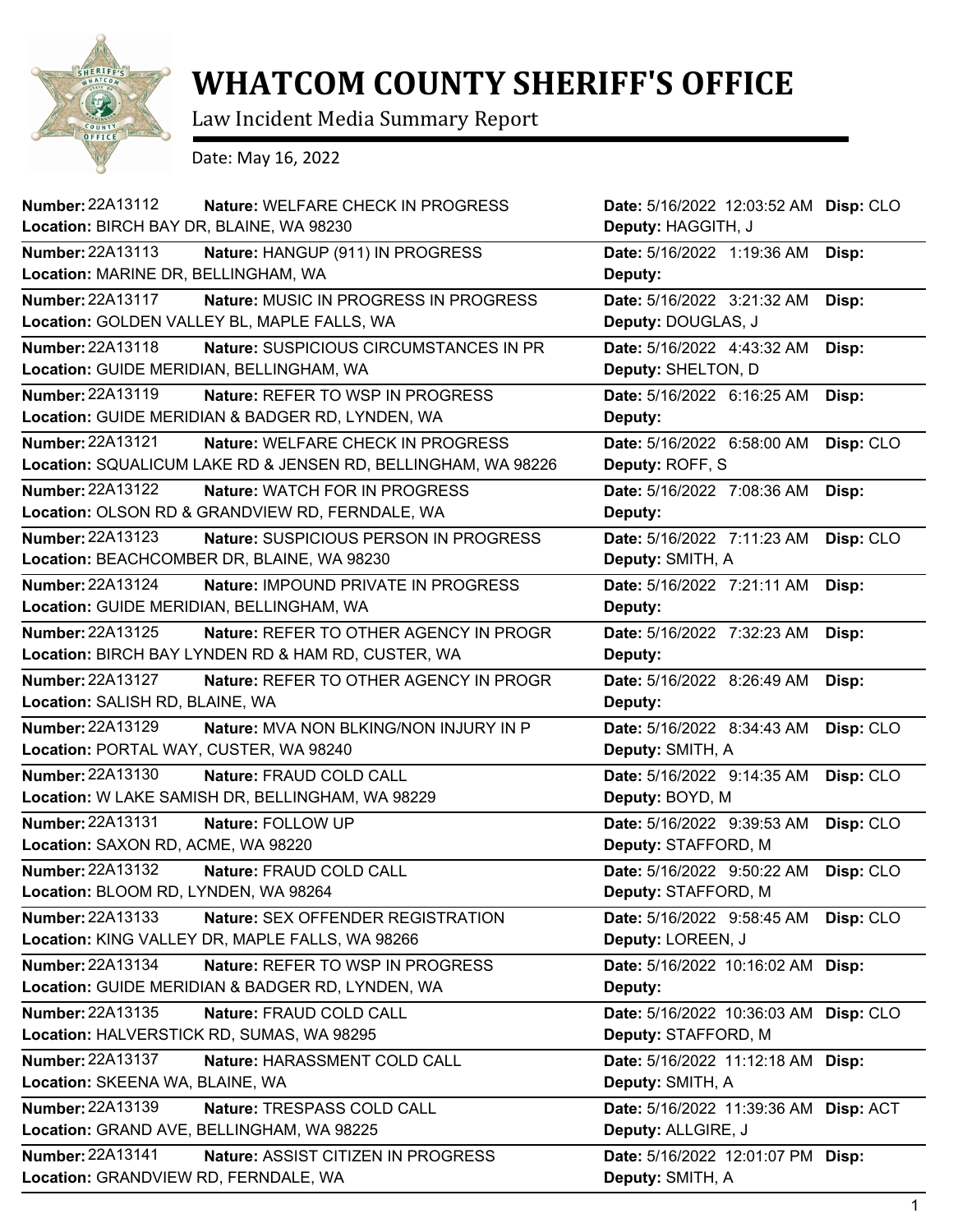# WHATCOM COUNTY SHERIFF'S OFFICE

Law Incident Media Summary Report

Date: May 16, 2022

| Number | Nature | Location | Date | Deputy | Disp |
|---|---|---|---|---|---|
| 22A13112 | WELFARE CHECK IN PROGRESS | BIRCH BAY DR, BLAINE, WA 98230 | 5/16/2022 12:03:52 AM | HAGGITH, J | CLO |
| 22A13113 | HANGUP (911) IN PROGRESS | MARINE DR, BELLINGHAM, WA | 5/16/2022 1:19:36 AM | | |
| 22A13117 | MUSIC IN PROGRESS IN PROGRESS | GOLDEN VALLEY BL, MAPLE FALLS, WA | 5/16/2022 3:21:32 AM | DOUGLAS, J | |
| 22A13118 | SUSPICIOUS CIRCUMSTANCES IN PR | GUIDE MERIDIAN, BELLINGHAM, WA | 5/16/2022 4:43:32 AM | SHELTON, D | |
| 22A13119 | REFER TO WSP IN PROGRESS | GUIDE MERIDIAN & BADGER RD, LYNDEN, WA | 5/16/2022 6:16:25 AM | | |
| 22A13121 | WELFARE CHECK IN PROGRESS | SQUALICUM LAKE RD & JENSEN RD, BELLINGHAM, WA 98226 | 5/16/2022 6:58:00 AM | ROFF, S | CLO |
| 22A13122 | WATCH FOR IN PROGRESS | OLSON RD & GRANDVIEW RD, FERNDALE, WA | 5/16/2022 7:08:36 AM | | |
| 22A13123 | SUSPICIOUS PERSON IN PROGRESS | BEACHCOMBER DR, BLAINE, WA 98230 | 5/16/2022 7:11:23 AM | SMITH, A | CLO |
| 22A13124 | IMPOUND PRIVATE IN PROGRESS | GUIDE MERIDIAN, BELLINGHAM, WA | 5/16/2022 7:21:11 AM | | |
| 22A13125 | REFER TO OTHER AGENCY IN PROGR | BIRCH BAY LYNDEN RD & HAM RD, CUSTER, WA | 5/16/2022 7:32:23 AM | | |
| 22A13127 | REFER TO OTHER AGENCY IN PROGR | SALISH RD, BLAINE, WA | 5/16/2022 8:26:49 AM | | |
| 22A13129 | MVA NON BLKING/NON INJURY IN P | PORTAL WAY, CUSTER, WA 98240 | 5/16/2022 8:34:43 AM | SMITH, A | CLO |
| 22A13130 | FRAUD COLD CALL | W LAKE SAMISH DR, BELLINGHAM, WA 98229 | 5/16/2022 9:14:35 AM | BOYD, M | CLO |
| 22A13131 | FOLLOW UP | SAXON RD, ACME, WA 98220 | 5/16/2022 9:39:53 AM | STAFFORD, M | CLO |
| 22A13132 | FRAUD COLD CALL | BLOOM RD, LYNDEN, WA 98264 | 5/16/2022 9:50:22 AM | STAFFORD, M | CLO |
| 22A13133 | SEX OFFENDER REGISTRATION | KING VALLEY DR, MAPLE FALLS, WA 98266 | 5/16/2022 9:58:45 AM | LOREEN, J | CLO |
| 22A13134 | REFER TO WSP IN PROGRESS | GUIDE MERIDIAN & BADGER RD, LYNDEN, WA | 5/16/2022 10:16:02 AM | | |
| 22A13135 | FRAUD COLD CALL | HALVERSTICK RD, SUMAS, WA 98295 | 5/16/2022 10:36:03 AM | STAFFORD, M | CLO |
| 22A13137 | HARASSMENT COLD CALL | SKEENA WA, BLAINE, WA | 5/16/2022 11:12:18 AM | SMITH, A | |
| 22A13139 | TRESPASS COLD CALL | GRAND AVE, BELLINGHAM, WA 98225 | 5/16/2022 11:39:36 AM | ALLGIRE, J | ACT |
| 22A13141 | ASSIST CITIZEN IN PROGRESS | GRANDVIEW RD, FERNDALE, WA | 5/16/2022 12:01:07 PM | SMITH, A | |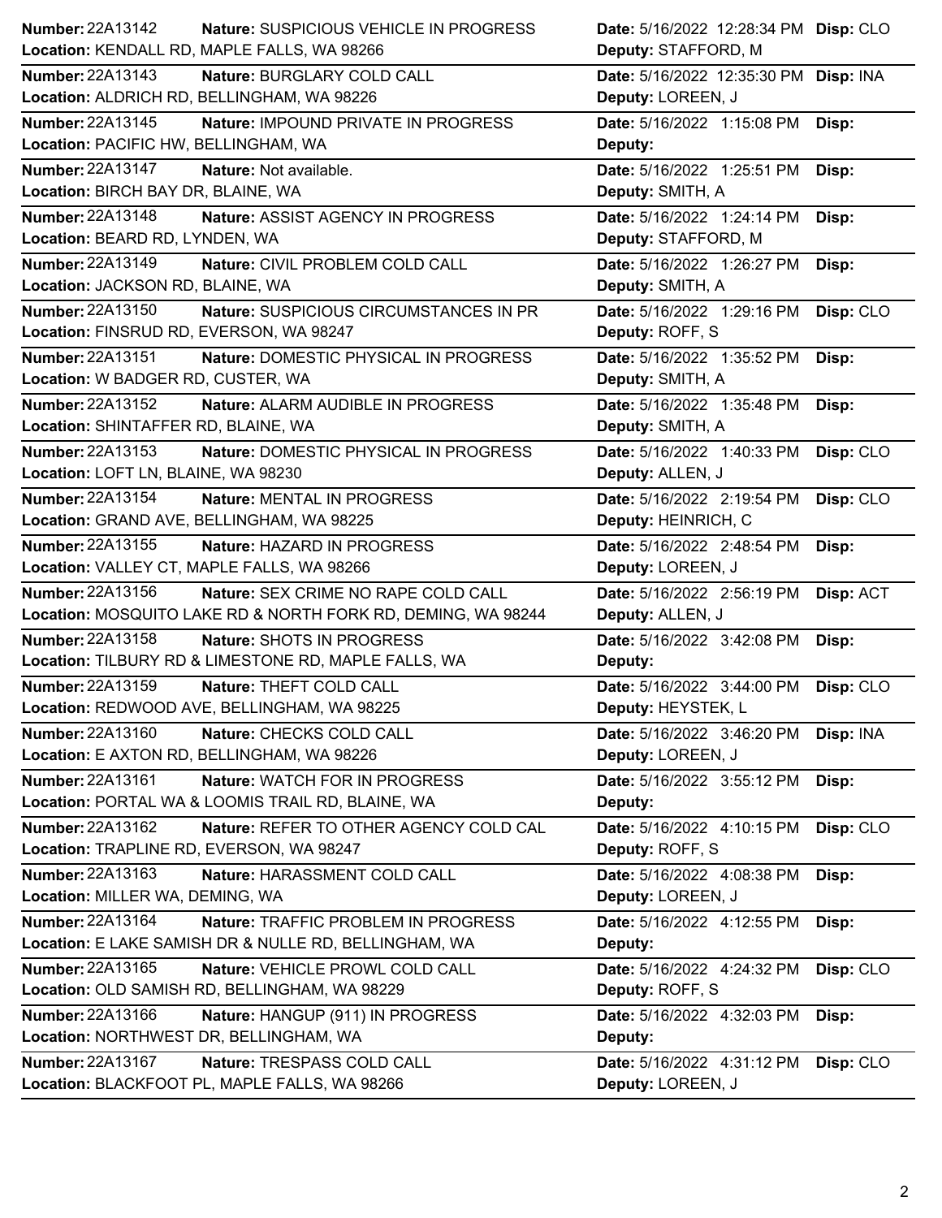**Number:** 22A13142 **Nature:** SUSPICIOUS VEHICLE IN PROGRESS **Date:** 5/16/2022 12:28:34 PM **Disp:** CLO
**Location:** KENDALL RD, MAPLE FALLS, WA 98266 **Deputy:** STAFFORD, M

---

**Number:** 22A13143 **Nature:** BURGLARY COLD CALL **Date:** 5/16/2022 12:35:30 PM **Disp:** INA
**Location:** ALDRICH RD, BELLINGHAM, WA 98226 **Deputy:** LOREEN, J

---

**Number:** 22A13145 **Nature:** IMPOUND PRIVATE IN PROGRESS **Date:** 5/16/2022 1:15:08 PM **Disp:**
**Location:** PACIFIC HW, BELLINGHAM, WA **Deputy:**

---

**Number:** 22A13147 **Nature:** Not available. **Date:** 5/16/2022 1:25:51 PM **Disp:**
**Location:** BIRCH BAY DR, BLAINE, WA **Deputy:** SMITH, A

---

**Number:** 22A13148 **Nature:** ASSIST AGENCY IN PROGRESS **Date:** 5/16/2022 1:24:14 PM **Disp:**
**Location:** BEARD RD, LYNDEN, WA **Deputy:** STAFFORD, M

---

**Number:** 22A13149 **Nature:** CIVIL PROBLEM COLD CALL **Date:** 5/16/2022 1:26:27 PM **Disp:**
**Location:** JACKSON RD, BLAINE, WA **Deputy:** SMITH, A

---

**Number:** 22A13150 **Nature:** SUSPICIOUS CIRCUMSTANCES IN PR **Date:** 5/16/2022 1:29:16 PM **Disp:** CLO
**Location:** FINSRUD RD, EVERSON, WA 98247 **Deputy:** ROFF, S

---

**Number:** 22A13151 **Nature:** DOMESTIC PHYSICAL IN PROGRESS **Date:** 5/16/2022 1:35:52 PM **Disp:**
**Location:** W BADGER RD, CUSTER, WA **Deputy:** SMITH, A

---

**Number:** 22A13152 **Nature:** ALARM AUDIBLE IN PROGRESS **Date:** 5/16/2022 1:35:48 PM **Disp:**
**Location:** SHINTAFFER RD, BLAINE, WA **Deputy:** SMITH, A

---

**Number:** 22A13153 **Nature:** DOMESTIC PHYSICAL IN PROGRESS **Date:** 5/16/2022 1:40:33 PM **Disp:** CLO
**Location:** LOFT LN, BLAINE, WA 98230 **Deputy:** ALLEN, J

---

**Number:** 22A13154 **Nature:** MENTAL IN PROGRESS **Date:** 5/16/2022 2:19:54 PM **Disp:** CLO
**Location:** GRAND AVE, BELLINGHAM, WA 98225 **Deputy:** HEINRICH, C

---

**Number:** 22A13155 **Nature:** HAZARD IN PROGRESS **Date:** 5/16/2022 2:48:54 PM **Disp:**
**Location:** VALLEY CT, MAPLE FALLS, WA 98266 **Deputy:** LOREEN, J

---

**Number:** 22A13156 **Nature:** SEX CRIME NO RAPE COLD CALL **Date:** 5/16/2022 2:56:19 PM **Disp:** ACT
**Location:** MOSQUITO LAKE RD & NORTH FORK RD, DEMING, WA 98244 **Deputy:** ALLEN, J

---

**Number:** 22A13158 **Nature:** SHOTS IN PROGRESS **Date:** 5/16/2022 3:42:08 PM **Disp:**
**Location:** TILBURY RD & LIMESTONE RD, MAPLE FALLS, WA **Deputy:**

---

**Number:** 22A13159 **Nature:** THEFT COLD CALL **Date:** 5/16/2022 3:44:00 PM **Disp:** CLO
**Location:** REDWOOD AVE, BELLINGHAM, WA 98225 **Deputy:** HEYSTEK, L

---

**Number:** 22A13160 **Nature:** CHECKS COLD CALL **Date:** 5/16/2022 3:46:20 PM **Disp:** INA
**Location:** E AXTON RD, BELLINGHAM, WA 98226 **Deputy:** LOREEN, J

---

**Number:** 22A13161 **Nature:** WATCH FOR IN PROGRESS **Date:** 5/16/2022 3:55:12 PM **Disp:**
**Location:** PORTAL WA & LOOMIS TRAIL RD, BLAINE, WA **Deputy:**

---

**Number:** 22A13162 **Nature:** REFER TO OTHER AGENCY COLD CAL **Date:** 5/16/2022 4:10:15 PM **Disp:** CLO
**Location:** TRAPLINE RD, EVERSON, WA 98247 **Deputy:** ROFF, S

---

**Number:** 22A13163 **Nature:** HARASSMENT COLD CALL **Date:** 5/16/2022 4:08:38 PM **Disp:**
**Location:** MILLER WA, DEMING, WA **Deputy:** LOREEN, J

---

**Number:** 22A13164 **Nature:** TRAFFIC PROBLEM IN PROGRESS **Date:** 5/16/2022 4:12:55 PM **Disp:**
**Location:** E LAKE SAMISH DR & NULLE RD, BELLINGHAM, WA **Deputy:**

---

**Number:** 22A13165 **Nature:** VEHICLE PROWL COLD CALL **Date:** 5/16/2022 4:24:32 PM **Disp:** CLO
**Location:** OLD SAMISH RD, BELLINGHAM, WA 98229 **Deputy:** ROFF, S

---

**Number:** 22A13166 **Nature:** HANGUP (911) IN PROGRESS **Date:** 5/16/2022 4:32:03 PM **Disp:**
**Location:** NORTHWEST DR, BELLINGHAM, WA **Deputy:**

---

**Number:** 22A13167 **Nature:** TRESPASS COLD CALL **Date:** 5/16/2022 4:31:12 PM **Disp:** CLO
**Location:** BLACKFOOT PL, MAPLE FALLS, WA 98266 **Deputy:** LOREEN, J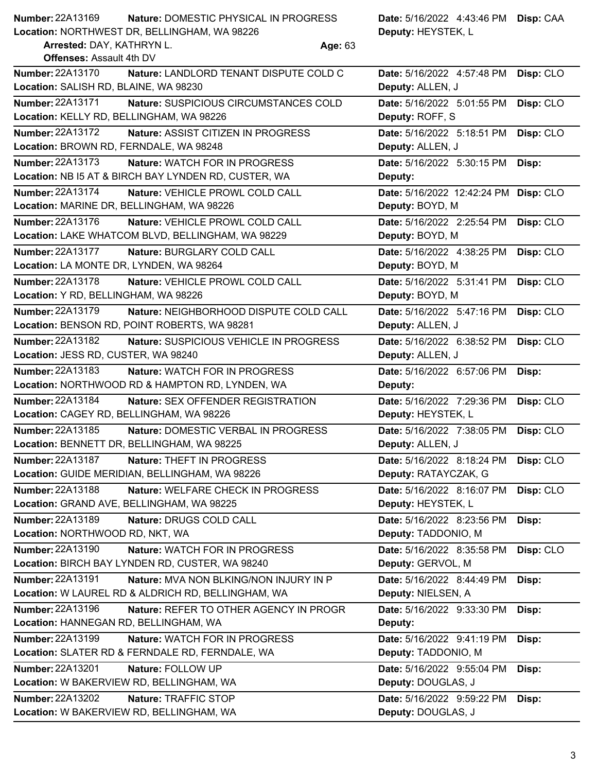**Number:** 22A13169 **Nature:** DOMESTIC PHYSICAL IN PROGRESS **Date:** 5/16/2022 4:43:46 PM **Disp:** CAA
**Location:** NORTHWEST DR, BELLINGHAM, WA 98226 **Deputy:** HEYSTEK, L
**Arrested:** DAY, KATHRYN L. **Age:** 63
**Offenses:** Assault 4th DV

---

**Number:** 22A13170 **Nature:** LANDLORD TENANT DISPUTE COLD C **Date:** 5/16/2022 4:57:48 PM **Disp:** CLO
**Location:** SALISH RD, BLAINE, WA 98230 **Deputy:** ALLEN, J

---

**Number:** 22A13171 **Nature:** SUSPICIOUS CIRCUMSTANCES COLD **Date:** 5/16/2022 5:01:55 PM **Disp:** CLO
**Location:** KELLY RD, BELLINGHAM, WA 98226 **Deputy:** ROFF, S

---

**Number:** 22A13172 **Nature:** ASSIST CITIZEN IN PROGRESS **Date:** 5/16/2022 5:18:51 PM **Disp:** CLO
**Location:** BROWN RD, FERNDALE, WA 98248 **Deputy:** ALLEN, J

---

**Number:** 22A13173 **Nature:** WATCH FOR IN PROGRESS **Date:** 5/16/2022 5:30:15 PM **Disp:**
**Location:** NB I5 AT & BIRCH BAY LYNDEN RD, CUSTER, WA **Deputy:**

---

**Number:** 22A13174 **Nature:** VEHICLE PROWL COLD CALL **Date:** 5/16/2022 12:42:24 PM **Disp:** CLO
**Location:** MARINE DR, BELLINGHAM, WA 98226 **Deputy:** BOYD, M

---

**Number:** 22A13176 **Nature:** VEHICLE PROWL COLD CALL **Date:** 5/16/2022 2:25:54 PM **Disp:** CLO
**Location:** LAKE WHATCOM BLVD, BELLINGHAM, WA 98229 **Deputy:** BOYD, M

---

**Number:** 22A13177 **Nature:** BURGLARY COLD CALL **Date:** 5/16/2022 4:38:25 PM **Disp:** CLO
**Location:** LA MONTE DR, LYNDEN, WA 98264 **Deputy:** BOYD, M

---

**Number:** 22A13178 **Nature:** VEHICLE PROWL COLD CALL **Date:** 5/16/2022 5:31:41 PM **Disp:** CLO
**Location:** Y RD, BELLINGHAM, WA 98226 **Deputy:** BOYD, M

---

**Number:** 22A13179 **Nature:** NEIGHBORHOOD DISPUTE COLD CALL **Date:** 5/16/2022 5:47:16 PM **Disp:** CLO
**Location:** BENSON RD, POINT ROBERTS, WA 98281 **Deputy:** ALLEN, J

---

**Number:** 22A13182 **Nature:** SUSPICIOUS VEHICLE IN PROGRESS **Date:** 5/16/2022 6:38:52 PM **Disp:** CLO
**Location:** JESS RD, CUSTER, WA 98240 **Deputy:** ALLEN, J

---

**Number:** 22A13183 **Nature:** WATCH FOR IN PROGRESS **Date:** 5/16/2022 6:57:06 PM **Disp:**
**Location:** NORTHWOOD RD & HAMPTON RD, LYNDEN, WA **Deputy:**

---

**Number:** 22A13184 **Nature:** SEX OFFENDER REGISTRATION **Date:** 5/16/2022 7:29:36 PM **Disp:** CLO
**Location:** CAGEY RD, BELLINGHAM, WA 98226 **Deputy:** HEYSTEK, L

---

**Number:** 22A13185 **Nature:** DOMESTIC VERBAL IN PROGRESS **Date:** 5/16/2022 7:38:05 PM **Disp:** CLO
**Location:** BENNETT DR, BELLINGHAM, WA 98225 **Deputy:** ALLEN, J

---

**Number:** 22A13187 **Nature:** THEFT IN PROGRESS **Date:** 5/16/2022 8:18:24 PM **Disp:** CLO
**Location:** GUIDE MERIDIAN, BELLINGHAM, WA 98226 **Deputy:** RATAYCZAK, G

---

**Number:** 22A13188 **Nature:** WELFARE CHECK IN PROGRESS **Date:** 5/16/2022 8:16:07 PM **Disp:** CLO
**Location:** GRAND AVE, BELLINGHAM, WA 98225 **Deputy:** HEYSTEK, L

---

**Number:** 22A13189 **Nature:** DRUGS COLD CALL **Date:** 5/16/2022 8:23:56 PM **Disp:**
**Location:** NORTHWOOD RD, NKT, WA **Deputy:** TADDONIO, M

---

**Number:** 22A13190 **Nature:** WATCH FOR IN PROGRESS **Date:** 5/16/2022 8:35:58 PM **Disp:** CLO
**Location:** BIRCH BAY LYNDEN RD, CUSTER, WA 98240 **Deputy:** GERVOL, M

---

**Number:** 22A13191 **Nature:** MVA NON BLKING/NON INJURY IN P **Date:** 5/16/2022 8:44:49 PM **Disp:**
**Location:** W LAUREL RD & ALDRICH RD, BELLINGHAM, WA **Deputy:** NIELSEN, A

---

**Number:** 22A13196 **Nature:** REFER TO OTHER AGENCY IN PROGR **Date:** 5/16/2022 9:33:30 PM **Disp:**
**Location:** HANNEGAN RD, BELLINGHAM, WA **Deputy:**

---

**Number:** 22A13199 **Nature:** WATCH FOR IN PROGRESS **Date:** 5/16/2022 9:41:19 PM **Disp:**
**Location:** SLATER RD & FERNDALE RD, FERNDALE, WA **Deputy:** TADDONIO, M

---

**Number:** 22A13201 **Nature:** FOLLOW UP **Date:** 5/16/2022 9:55:04 PM **Disp:**
**Location:** W BAKERVIEW RD, BELLINGHAM, WA **Deputy:** DOUGLAS, J

---

**Number:** 22A13202 **Nature:** TRAFFIC STOP **Date:** 5/16/2022 9:59:22 PM **Disp:**
**Location:** W BAKERVIEW RD, BELLINGHAM, WA **Deputy:** DOUGLAS, J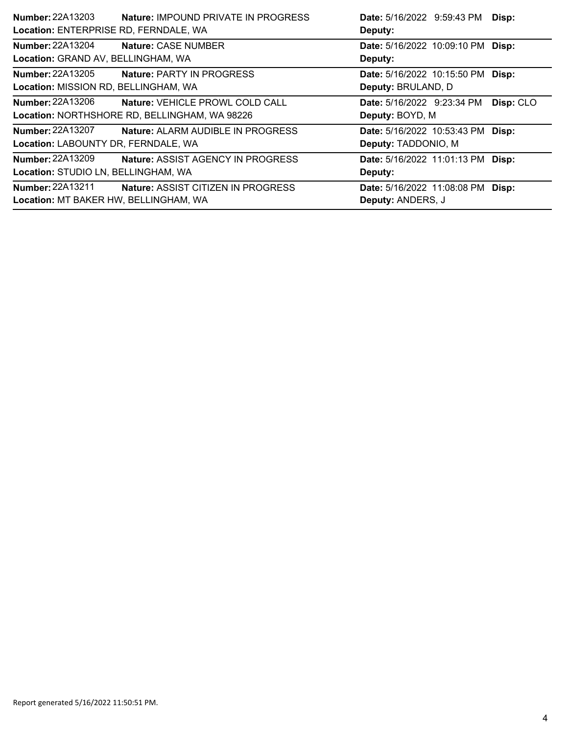**Number:** 22A13203 **Nature:** IMPOUND PRIVATE IN PROGRESS **Date:** 5/16/2022 9:59:43 PM **Disp:**
**Location:** ENTERPRISE RD, FERNDALE, WA **Deputy:**

**Number:** 22A13204 **Nature:** CASE NUMBER **Date:** 5/16/2022 10:09:10 PM **Disp:**
**Location:** GRAND AV, BELLINGHAM, WA **Deputy:**

**Number:** 22A13205 **Nature:** PARTY IN PROGRESS **Date:** 5/16/2022 10:15:50 PM **Disp:**
**Location:** MISSION RD, BELLINGHAM, WA **Deputy:** BRULAND, D

**Number:** 22A13206 **Nature:** VEHICLE PROWL COLD CALL **Date:** 5/16/2022 9:23:34 PM **Disp:** CLO
**Location:** NORTHSHORE RD, BELLINGHAM, WA 98226 **Deputy:** BOYD, M

**Number:** 22A13207 **Nature:** ALARM AUDIBLE IN PROGRESS **Date:** 5/16/2022 10:53:43 PM **Disp:**
**Location:** LABOUNTY DR, FERNDALE, WA **Deputy:** TADDONIO, M

**Number:** 22A13209 **Nature:** ASSIST AGENCY IN PROGRESS **Date:** 5/16/2022 11:01:13 PM **Disp:**
**Location:** STUDIO LN, BELLINGHAM, WA **Deputy:**

**Number:** 22A13211 **Nature:** ASSIST CITIZEN IN PROGRESS **Date:** 5/16/2022 11:08:08 PM **Disp:**
**Location:** MT BAKER HW, BELLINGHAM, WA **Deputy:** ANDERS, J

Report generated 5/16/2022 11:50:51 PM.